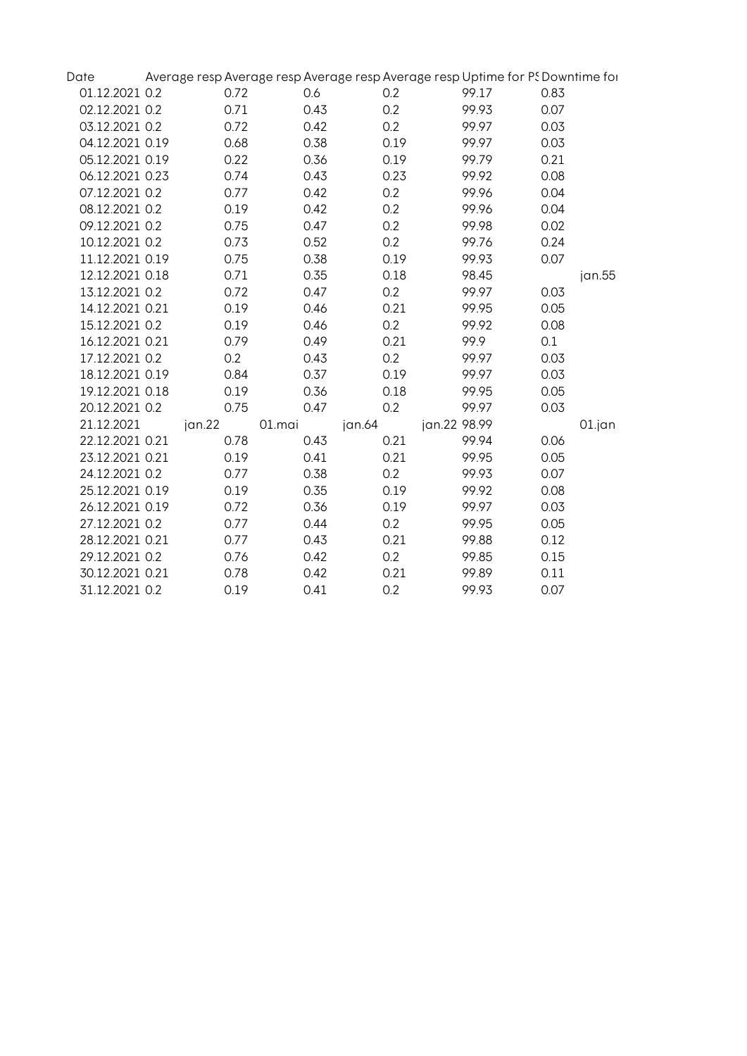| Date | Average resp | Average resp | Average resp | Average resp | Uptime for PS | Downtime for |
|---|---|---|---|---|---|---|
| 01.12.2021 | 0.2 | 0.72 | 0.6 | 0.2 | 99.17 | 0.83 |
| 02.12.2021 | 0.2 | 0.71 | 0.43 | 0.2 | 99.93 | 0.07 |
| 03.12.2021 | 0.2 | 0.72 | 0.42 | 0.2 | 99.97 | 0.03 |
| 04.12.2021 | 0.19 | 0.68 | 0.38 | 0.19 | 99.97 | 0.03 |
| 05.12.2021 | 0.19 | 0.22 | 0.36 | 0.19 | 99.79 | 0.21 |
| 06.12.2021 | 0.23 | 0.74 | 0.43 | 0.23 | 99.92 | 0.08 |
| 07.12.2021 | 0.2 | 0.77 | 0.42 | 0.2 | 99.96 | 0.04 |
| 08.12.2021 | 0.2 | 0.19 | 0.42 | 0.2 | 99.96 | 0.04 |
| 09.12.2021 | 0.2 | 0.75 | 0.47 | 0.2 | 99.98 | 0.02 |
| 10.12.2021 | 0.2 | 0.73 | 0.52 | 0.2 | 99.76 | 0.24 |
| 11.12.2021 | 0.19 | 0.75 | 0.38 | 0.19 | 99.93 | 0.07 |
| 12.12.2021 | 0.18 | 0.71 | 0.35 | 0.18 | 98.45 | jan.55 |
| 13.12.2021 | 0.2 | 0.72 | 0.47 | 0.2 | 99.97 | 0.03 |
| 14.12.2021 | 0.21 | 0.19 | 0.46 | 0.21 | 99.95 | 0.05 |
| 15.12.2021 | 0.2 | 0.19 | 0.46 | 0.2 | 99.92 | 0.08 |
| 16.12.2021 | 0.21 | 0.79 | 0.49 | 0.21 | 99.9 | 0.1 |
| 17.12.2021 | 0.2 | 0.2 | 0.43 | 0.2 | 99.97 | 0.03 |
| 18.12.2021 | 0.19 | 0.84 | 0.37 | 0.19 | 99.97 | 0.03 |
| 19.12.2021 | 0.18 | 0.19 | 0.36 | 0.18 | 99.95 | 0.05 |
| 20.12.2021 | 0.2 | 0.75 | 0.47 | 0.2 | 99.97 | 0.03 |
| 21.12.2021 | jan.22 | 01.mai | jan.64 | jan.22 | 98.99 | 01.jan |
| 22.12.2021 | 0.21 | 0.78 | 0.43 | 0.21 | 99.94 | 0.06 |
| 23.12.2021 | 0.21 | 0.19 | 0.41 | 0.21 | 99.95 | 0.05 |
| 24.12.2021 | 0.2 | 0.77 | 0.38 | 0.2 | 99.93 | 0.07 |
| 25.12.2021 | 0.19 | 0.19 | 0.35 | 0.19 | 99.92 | 0.08 |
| 26.12.2021 | 0.19 | 0.72 | 0.36 | 0.19 | 99.97 | 0.03 |
| 27.12.2021 | 0.2 | 0.77 | 0.44 | 0.2 | 99.95 | 0.05 |
| 28.12.2021 | 0.21 | 0.77 | 0.43 | 0.21 | 99.88 | 0.12 |
| 29.12.2021 | 0.2 | 0.76 | 0.42 | 0.2 | 99.85 | 0.15 |
| 30.12.2021 | 0.21 | 0.78 | 0.42 | 0.21 | 99.89 | 0.11 |
| 31.12.2021 | 0.2 | 0.19 | 0.41 | 0.2 | 99.93 | 0.07 |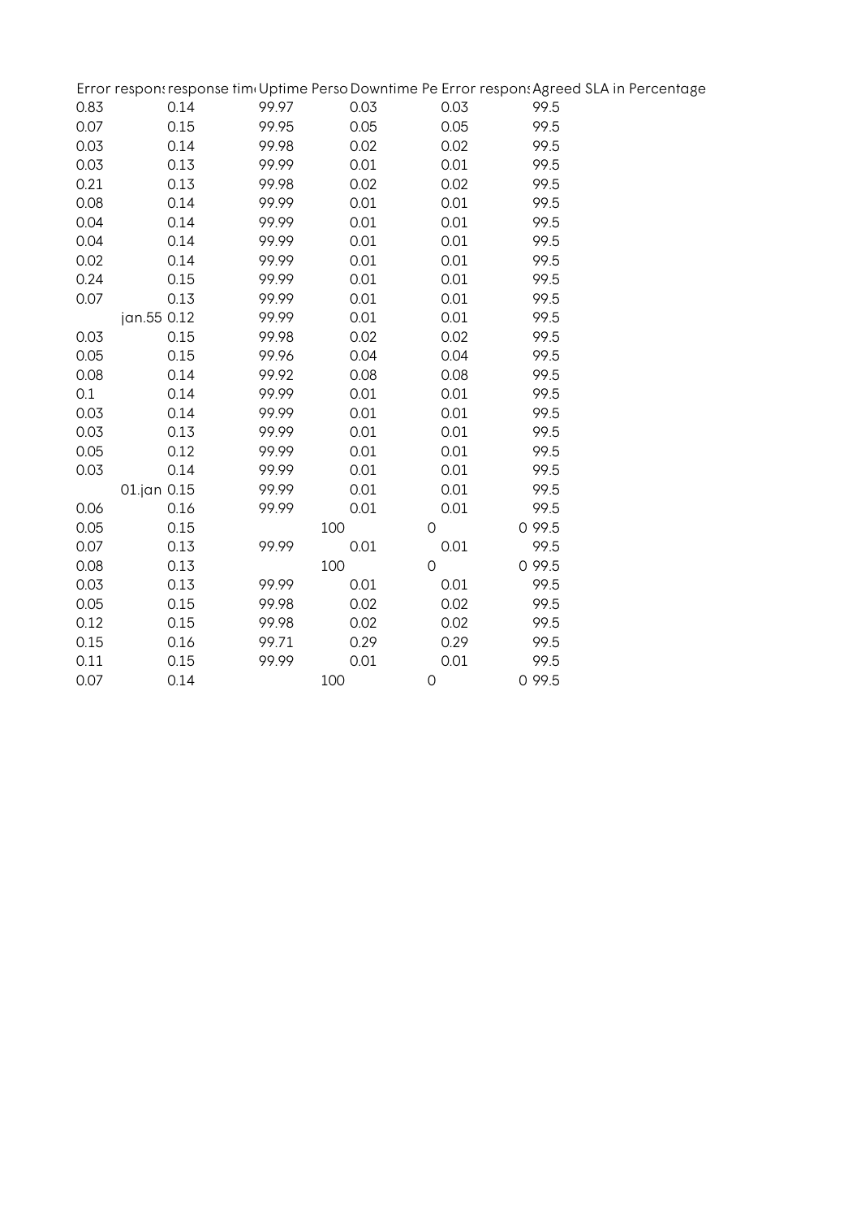| Error respons | response tim | Uptime Perso | Downtime Pe | Error respons | Agreed SLA in Percentage |
|---|---|---|---|---|---|
| 0.83 | 0.14 | 99.97 | 0.03 | 0.03 | 99.5 |
| 0.07 | 0.15 | 99.95 | 0.05 | 0.05 | 99.5 |
| 0.03 | 0.14 | 99.98 | 0.02 | 0.02 | 99.5 |
| 0.03 | 0.13 | 99.99 | 0.01 | 0.01 | 99.5 |
| 0.21 | 0.13 | 99.98 | 0.02 | 0.02 | 99.5 |
| 0.08 | 0.14 | 99.99 | 0.01 | 0.01 | 99.5 |
| 0.04 | 0.14 | 99.99 | 0.01 | 0.01 | 99.5 |
| 0.04 | 0.14 | 99.99 | 0.01 | 0.01 | 99.5 |
| 0.02 | 0.14 | 99.99 | 0.01 | 0.01 | 99.5 |
| 0.24 | 0.15 | 99.99 | 0.01 | 0.01 | 99.5 |
| 0.07 | 0.13 | 99.99 | 0.01 | 0.01 | 99.5 |
| jan.55 | 0.12 | 99.99 | 0.01 | 0.01 | 99.5 |
| 0.03 | 0.15 | 99.98 | 0.02 | 0.02 | 99.5 |
| 0.05 | 0.15 | 99.96 | 0.04 | 0.04 | 99.5 |
| 0.08 | 0.14 | 99.92 | 0.08 | 0.08 | 99.5 |
| 0.1 | 0.14 | 99.99 | 0.01 | 0.01 | 99.5 |
| 0.03 | 0.14 | 99.99 | 0.01 | 0.01 | 99.5 |
| 0.03 | 0.13 | 99.99 | 0.01 | 0.01 | 99.5 |
| 0.05 | 0.12 | 99.99 | 0.01 | 0.01 | 99.5 |
| 0.03 | 0.14 | 99.99 | 0.01 | 0.01 | 99.5 |
| 01.jan | 0.15 | 99.99 | 0.01 | 0.01 | 99.5 |
| 0.06 | 0.16 | 99.99 | 0.01 | 0.01 | 99.5 |
| 0.05 | 0.15 | 100 | 0 | 0 | 99.5 |
| 0.07 | 0.13 | 99.99 | 0.01 | 0.01 | 99.5 |
| 0.08 | 0.13 | 100 | 0 | 0 | 99.5 |
| 0.03 | 0.13 | 99.99 | 0.01 | 0.01 | 99.5 |
| 0.05 | 0.15 | 99.98 | 0.02 | 0.02 | 99.5 |
| 0.12 | 0.15 | 99.98 | 0.02 | 0.02 | 99.5 |
| 0.15 | 0.16 | 99.71 | 0.29 | 0.29 | 99.5 |
| 0.11 | 0.15 | 99.99 | 0.01 | 0.01 | 99.5 |
| 0.07 | 0.14 | 100 | 0 | 0 | 99.5 |